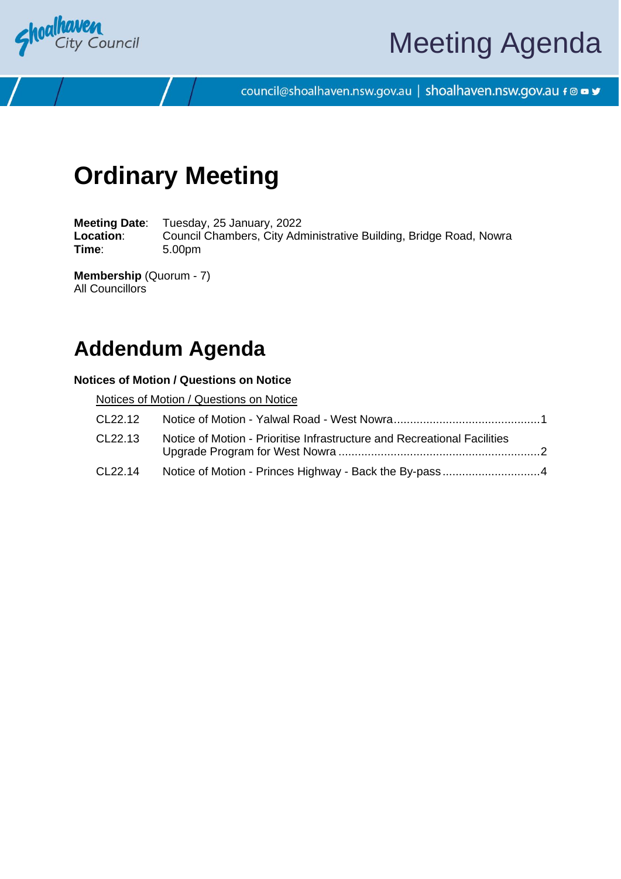# Meeting Agenda

council@shoalhaven.nsw.gov.au | shoalhaven.nsw.gov.au

# Ordinary Meeting

**Meeting Date**: Tuesday, 25 January, 2022
**Location**: Council Chambers, City Administrative Building, Bridge Road, Nowra
**Time**: 5.00pm

**Membership** (Quorum - 7)
All Councillors

# Addendum Agenda

**Notices of Motion / Questions on Notice**

Notices of Motion / Questions on Notice

| | | |
|---|---|---|
| CL22.12 | Notice of Motion - Yalwal Road - West Nowra | 1 |
| CL22.13 | Notice of Motion - Prioritise Infrastructure and Recreational Facilities Upgrade Program for West Nowra | 2 |
| CL22.14 | Notice of Motion - Princes Highway - Back the By-pass | 4 |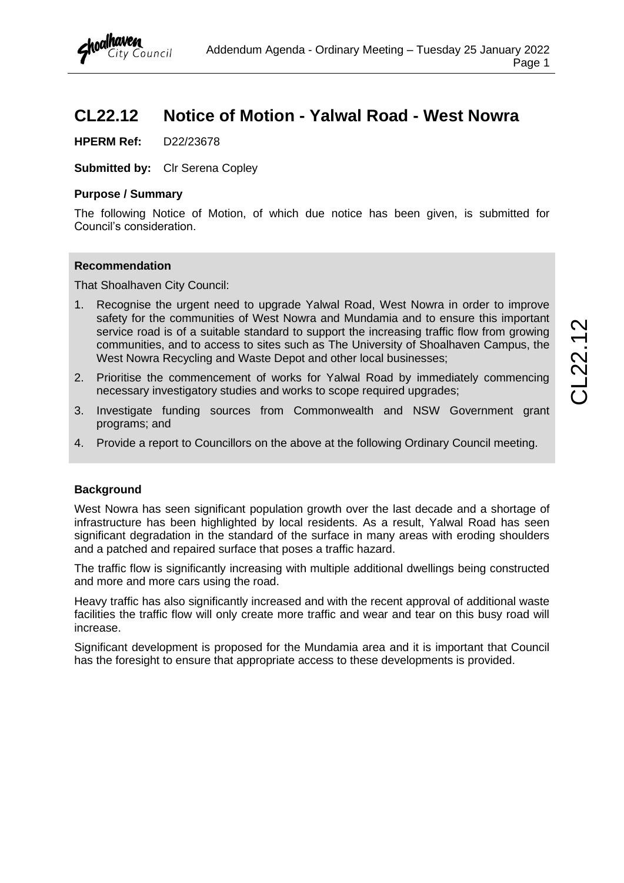# CL22.12 Notice of Motion - Yalwal Road - West Nowra

**HPERM Ref:** D22/23678

**Submitted by:** Clr Serena Copley

### Purpose / Summary

The following Notice of Motion, of which due notice has been given, is submitted for Council's consideration.

### Recommendation

That Shoalhaven City Council:

1. Recognise the urgent need to upgrade Yalwal Road, West Nowra in order to improve safety for the communities of West Nowra and Mundamia and to ensure this important service road is of a suitable standard to support the increasing traffic flow from growing communities, and to access to sites such as The University of Shoalhaven Campus, the West Nowra Recycling and Waste Depot and other local businesses;
2. Prioritise the commencement of works for Yalwal Road by immediately commencing necessary investigatory studies and works to scope required upgrades;
3. Investigate funding sources from Commonwealth and NSW Government grant programs; and
4. Provide a report to Councillors on the above at the following Ordinary Council meeting.

### Background

West Nowra has seen significant population growth over the last decade and a shortage of infrastructure has been highlighted by local residents. As a result, Yalwal Road has seen significant degradation in the standard of the surface in many areas with eroding shoulders and a patched and repaired surface that poses a traffic hazard.

The traffic flow is significantly increasing with multiple additional dwellings being constructed and more and more cars using the road.

Heavy traffic has also significantly increased and with the recent approval of additional waste facilities the traffic flow will only create more traffic and wear and tear on this busy road will increase.

Significant development is proposed for the Mundamia area and it is important that Council has the foresight to ensure that appropriate access to these developments is provided.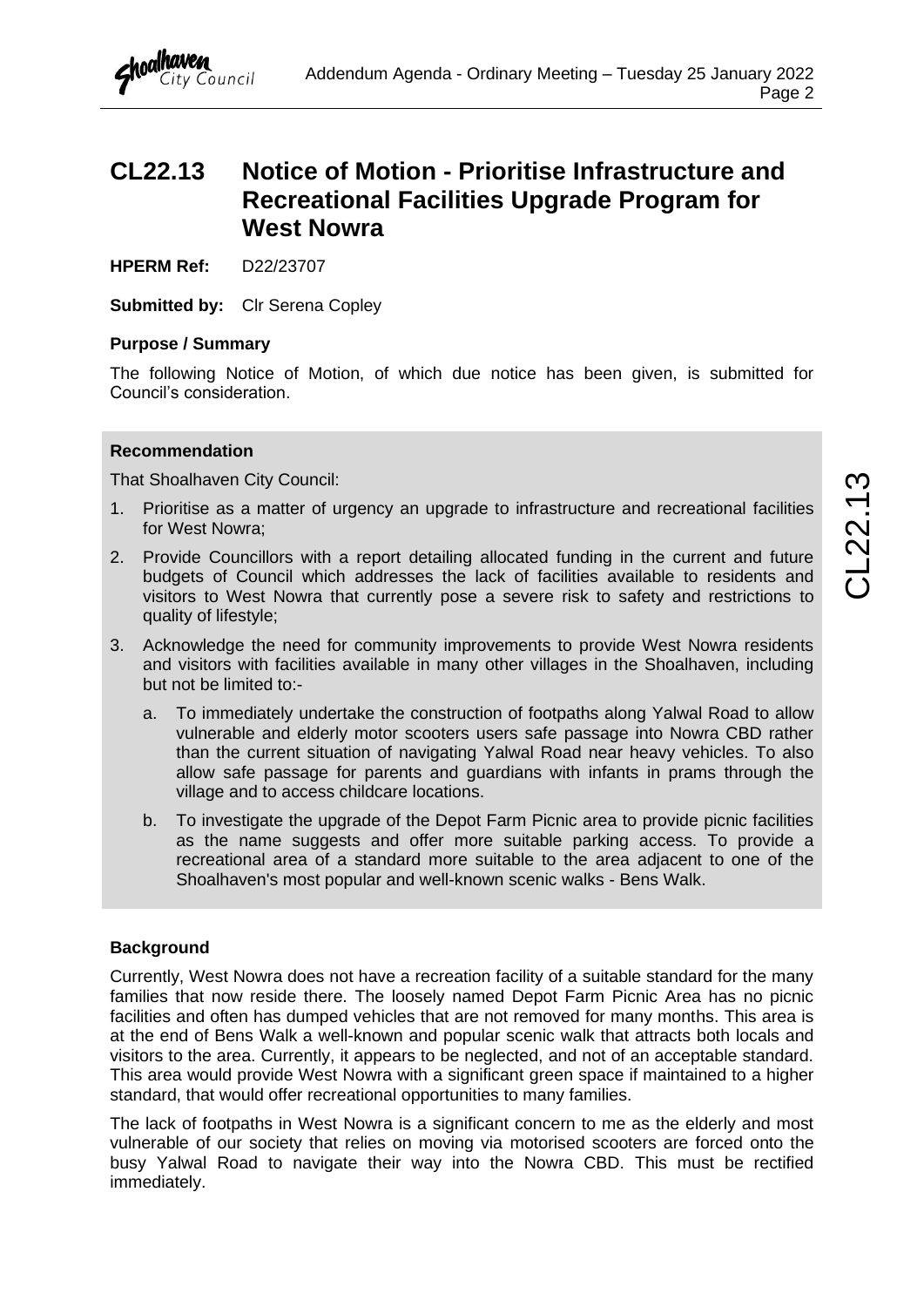# CL22.13 Notice of Motion - Prioritise Infrastructure and Recreational Facilities Upgrade Program for West Nowra

**HPERM Ref:** D22/23707

**Submitted by:** Clr Serena Copley

### Purpose / Summary

The following Notice of Motion, of which due notice has been given, is submitted for Council's consideration.

### Recommendation

That Shoalhaven City Council:

1. Prioritise as a matter of urgency an upgrade to infrastructure and recreational facilities for West Nowra;
2. Provide Councillors with a report detailing allocated funding in the current and future budgets of Council which addresses the lack of facilities available to residents and visitors to West Nowra that currently pose a severe risk to safety and restrictions to quality of lifestyle;
3. Acknowledge the need for community improvements to provide West Nowra residents and visitors with facilities available in many other villages in the Shoalhaven, including but not be limited to:-
   a. To immediately undertake the construction of footpaths along Yalwal Road to allow vulnerable and elderly motor scooters users safe passage into Nowra CBD rather than the current situation of navigating Yalwal Road near heavy vehicles. To also allow safe passage for parents and guardians with infants in prams through the village and to access childcare locations.
   b. To investigate the upgrade of the Depot Farm Picnic area to provide picnic facilities as the name suggests and offer more suitable parking access. To provide a recreational area of a standard more suitable to the area adjacent to one of the Shoalhaven's most popular and well-known scenic walks - Bens Walk.

### Background

Currently, West Nowra does not have a recreation facility of a suitable standard for the many families that now reside there. The loosely named Depot Farm Picnic Area has no picnic facilities and often has dumped vehicles that are not removed for many months. This area is at the end of Bens Walk a well-known and popular scenic walk that attracts both locals and visitors to the area. Currently, it appears to be neglected, and not of an acceptable standard. This area would provide West Nowra with a significant green space if maintained to a higher standard, that would offer recreational opportunities to many families.

The lack of footpaths in West Nowra is a significant concern to me as the elderly and most vulnerable of our society that relies on moving via motorised scooters are forced onto the busy Yalwal Road to navigate their way into the Nowra CBD. This must be rectified immediately.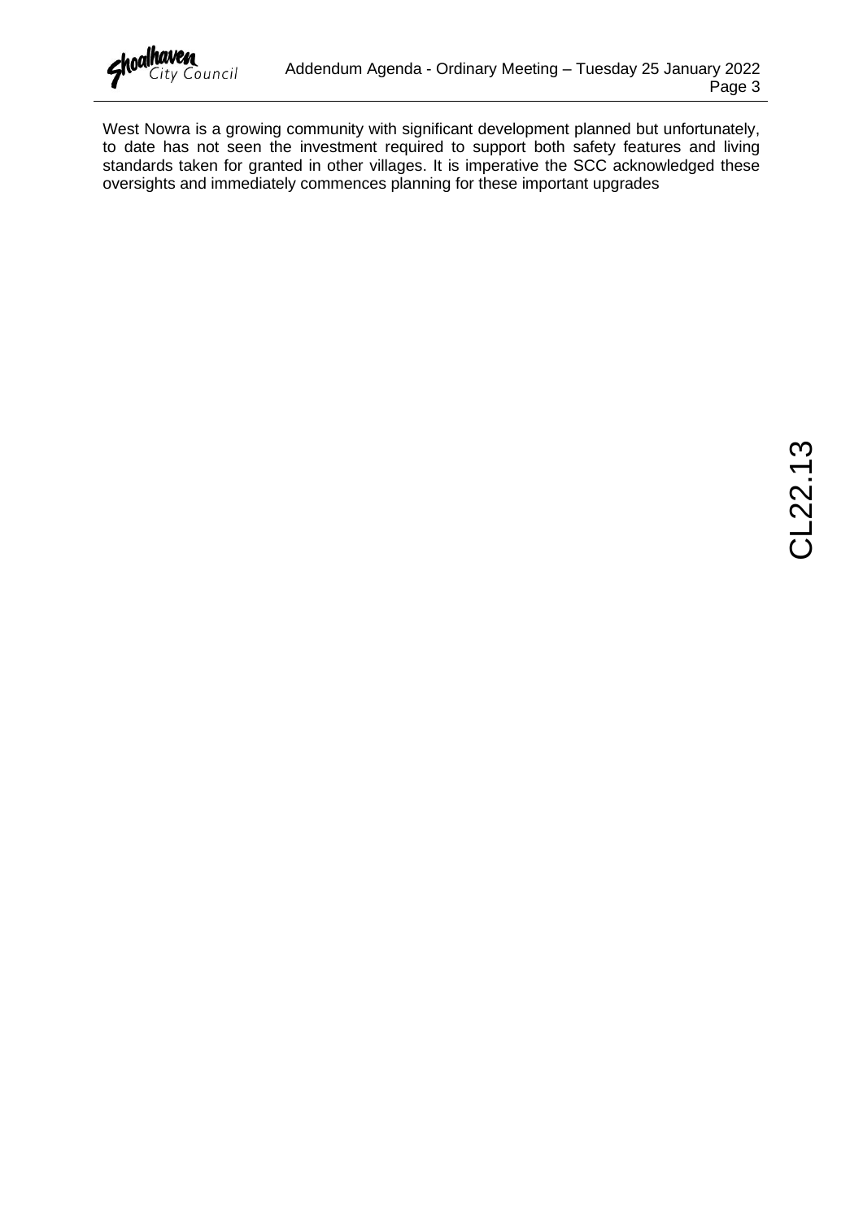West Nowra is a growing community with significant development planned but unfortunately, to date has not seen the investment required to support both safety features and living standards taken for granted in other villages. It is imperative the SCC acknowledged these oversights and immediately commences planning for these important upgrades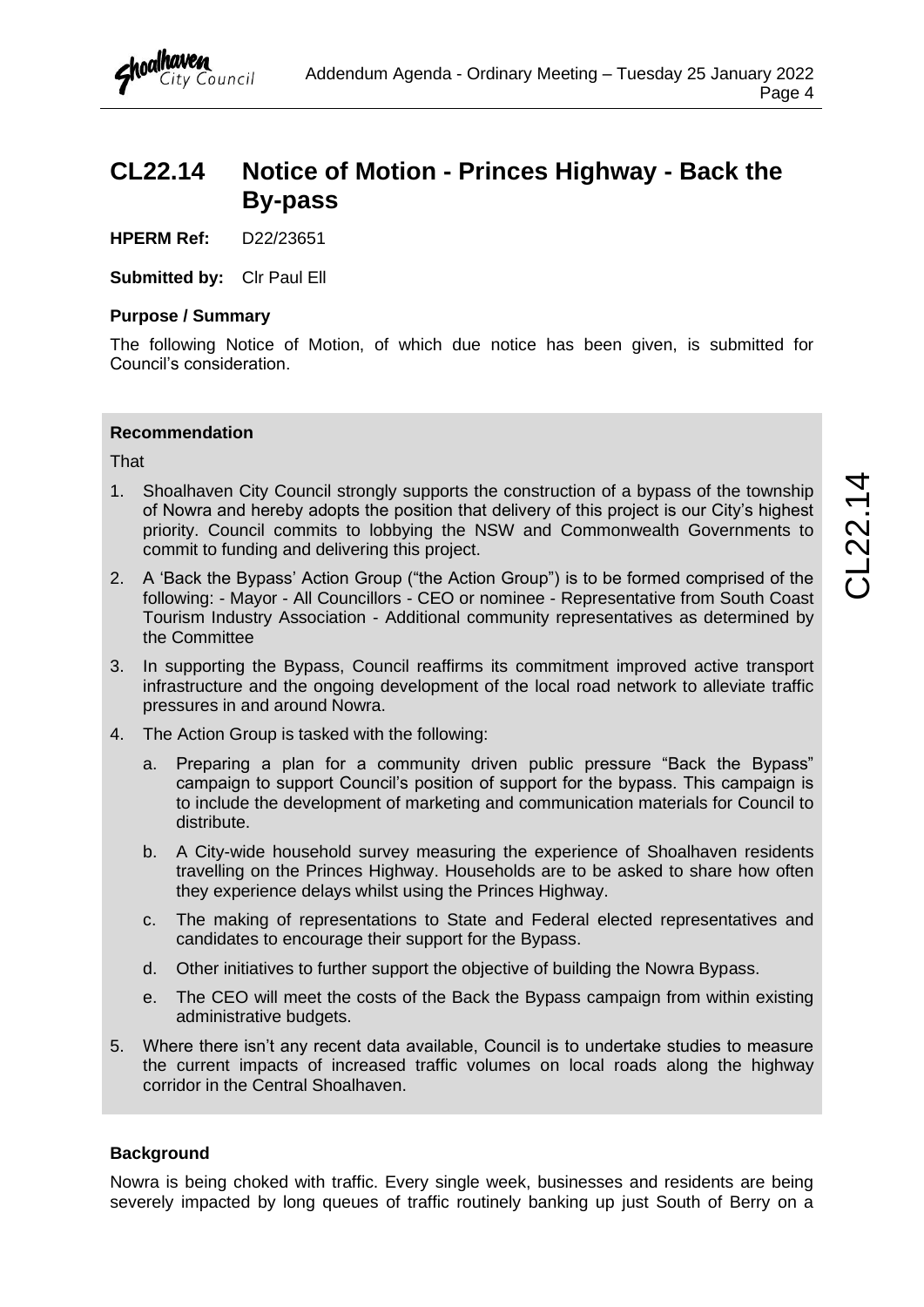# CL22.14 Notice of Motion - Princes Highway - Back the By-pass

**HPERM Ref:** D22/23651

**Submitted by:** Clr Paul Ell

**Purpose / Summary**

The following Notice of Motion, of which due notice has been given, is submitted for Council's consideration.

**Recommendation**

That

1. Shoalhaven City Council strongly supports the construction of a bypass of the township of Nowra and hereby adopts the position that delivery of this project is our City's highest priority. Council commits to lobbying the NSW and Commonwealth Governments to commit to funding and delivering this project.
2. A 'Back the Bypass' Action Group ("the Action Group") is to be formed comprised of the following: - Mayor - All Councillors - CEO or nominee - Representative from South Coast Tourism Industry Association - Additional community representatives as determined by the Committee
3. In supporting the Bypass, Council reaffirms its commitment improved active transport infrastructure and the ongoing development of the local road network to alleviate traffic pressures in and around Nowra.
4. The Action Group is tasked with the following:
   a. Preparing a plan for a community driven public pressure "Back the Bypass" campaign to support Council's position of support for the bypass. This campaign is to include the development of marketing and communication materials for Council to distribute.
   b. A City-wide household survey measuring the experience of Shoalhaven residents travelling on the Princes Highway. Households are to be asked to share how often they experience delays whilst using the Princes Highway.
   c. The making of representations to State and Federal elected representatives and candidates to encourage their support for the Bypass.
   d. Other initiatives to further support the objective of building the Nowra Bypass.
   e. The CEO will meet the costs of the Back the Bypass campaign from within existing administrative budgets.
5. Where there isn't any recent data available, Council is to undertake studies to measure the current impacts of increased traffic volumes on local roads along the highway corridor in the Central Shoalhaven.

**Background**

Nowra is being choked with traffic. Every single week, businesses and residents are being severely impacted by long queues of traffic routinely banking up just South of Berry on a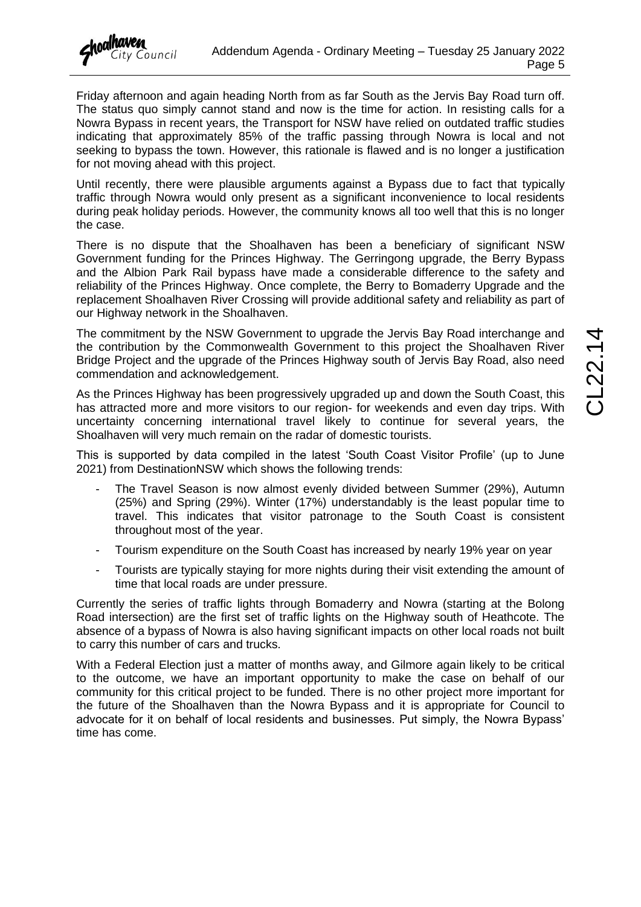Friday afternoon and again heading North from as far South as the Jervis Bay Road turn off. The status quo simply cannot stand and now is the time for action. In resisting calls for a Nowra Bypass in recent years, the Transport for NSW have relied on outdated traffic studies indicating that approximately 85% of the traffic passing through Nowra is local and not seeking to bypass the town. However, this rationale is flawed and is no longer a justification for not moving ahead with this project.

Until recently, there were plausible arguments against a Bypass due to fact that typically traffic through Nowra would only present as a significant inconvenience to local residents during peak holiday periods. However, the community knows all too well that this is no longer the case.

There is no dispute that the Shoalhaven has been a beneficiary of significant NSW Government funding for the Princes Highway. The Gerringong upgrade, the Berry Bypass and the Albion Park Rail bypass have made a considerable difference to the safety and reliability of the Princes Highway. Once complete, the Berry to Bomaderry Upgrade and the replacement Shoalhaven River Crossing will provide additional safety and reliability as part of our Highway network in the Shoalhaven.

The commitment by the NSW Government to upgrade the Jervis Bay Road interchange and the contribution by the Commonwealth Government to this project the Shoalhaven River Bridge Project and the upgrade of the Princes Highway south of Jervis Bay Road, also need commendation and acknowledgement.

As the Princes Highway has been progressively upgraded up and down the South Coast, this has attracted more and more visitors to our region- for weekends and even day trips. With uncertainty concerning international travel likely to continue for several years, the Shoalhaven will very much remain on the radar of domestic tourists.

This is supported by data compiled in the latest 'South Coast Visitor Profile' (up to June 2021) from DestinationNSW which shows the following trends:

- The Travel Season is now almost evenly divided between Summer (29%), Autumn (25%) and Spring (29%). Winter (17%) understandably is the least popular time to travel. This indicates that visitor patronage to the South Coast is consistent throughout most of the year.
- Tourism expenditure on the South Coast has increased by nearly 19% year on year
- Tourists are typically staying for more nights during their visit extending the amount of time that local roads are under pressure.

Currently the series of traffic lights through Bomaderry and Nowra (starting at the Bolong Road intersection) are the first set of traffic lights on the Highway south of Heathcote. The absence of a bypass of Nowra is also having significant impacts on other local roads not built to carry this number of cars and trucks.

With a Federal Election just a matter of months away, and Gilmore again likely to be critical to the outcome, we have an important opportunity to make the case on behalf of our community for this critical project to be funded. There is no other project more important for the future of the Shoalhaven than the Nowra Bypass and it is appropriate for Council to advocate for it on behalf of local residents and businesses. Put simply, the Nowra Bypass' time has come.